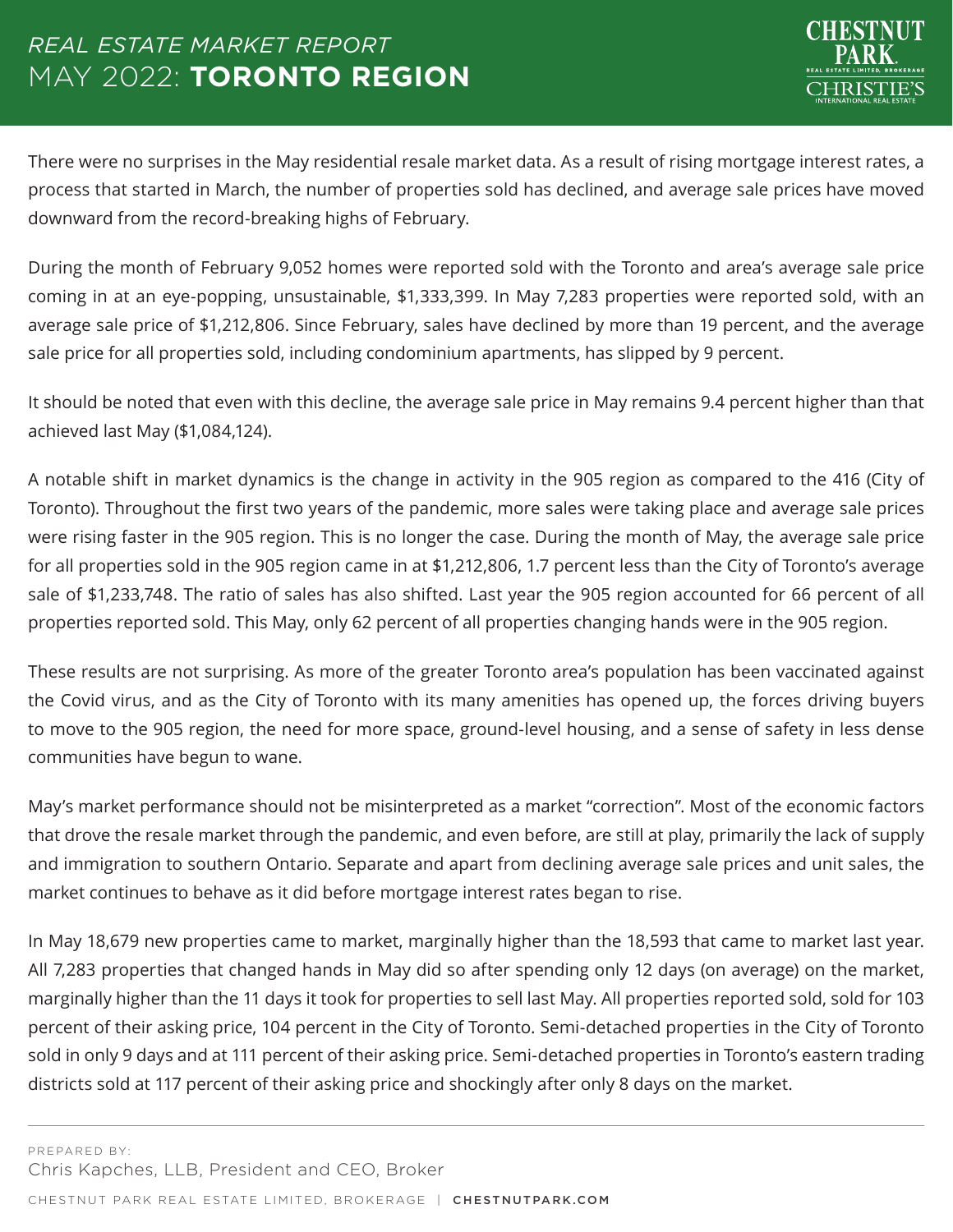# *REAL ESTATE MARKET REPORT*
# MAY 2022: **TORONTO REGION**

There were no surprises in the May residential resale market data. As a result of rising mortgage interest rates, a process that started in March, the number of properties sold has declined, and average sale prices have moved downward from the record-breaking highs of February.

During the month of February 9,052 homes were reported sold with the Toronto and area's average sale price coming in at an eye-popping, unsustainable, $1,333,399. In May 7,283 properties were reported sold, with an average sale price of $1,212,806. Since February, sales have declined by more than 19 percent, and the average sale price for all properties sold, including condominium apartments, has slipped by 9 percent.

It should be noted that even with this decline, the average sale price in May remains 9.4 percent higher than that achieved last May ($1,084,124).

A notable shift in market dynamics is the change in activity in the 905 region as compared to the 416 (City of Toronto). Throughout the first two years of the pandemic, more sales were taking place and average sale prices were rising faster in the 905 region. This is no longer the case. During the month of May, the average sale price for all properties sold in the 905 region came in at $1,212,806, 1.7 percent less than the City of Toronto's average sale of $1,233,748. The ratio of sales has also shifted. Last year the 905 region accounted for 66 percent of all properties reported sold. This May, only 62 percent of all properties changing hands were in the 905 region.

These results are not surprising. As more of the greater Toronto area's population has been vaccinated against the Covid virus, and as the City of Toronto with its many amenities has opened up, the forces driving buyers to move to the 905 region, the need for more space, ground-level housing, and a sense of safety in less dense communities have begun to wane.

May's market performance should not be misinterpreted as a market "correction". Most of the economic factors that drove the resale market through the pandemic, and even before, are still at play, primarily the lack of supply and immigration to southern Ontario. Separate and apart from declining average sale prices and unit sales, the market continues to behave as it did before mortgage interest rates began to rise.

In May 18,679 new properties came to market, marginally higher than the 18,593 that came to market last year. All 7,283 properties that changed hands in May did so after spending only 12 days (on average) on the market, marginally higher than the 11 days it took for properties to sell last May. All properties reported sold, sold for 103 percent of their asking price, 104 percent in the City of Toronto. Semi-detached properties in the City of Toronto sold in only 9 days and at 111 percent of their asking price. Semi-detached properties in Toronto's eastern trading districts sold at 117 percent of their asking price and shockingly after only 8 days on the market.

PREPARED BY:
Chris Kapches, LLB, President and CEO, Broker

CHESTNUT PARK REAL ESTATE LIMITED, BROKERAGE | **CHESTNUTPARK.COM**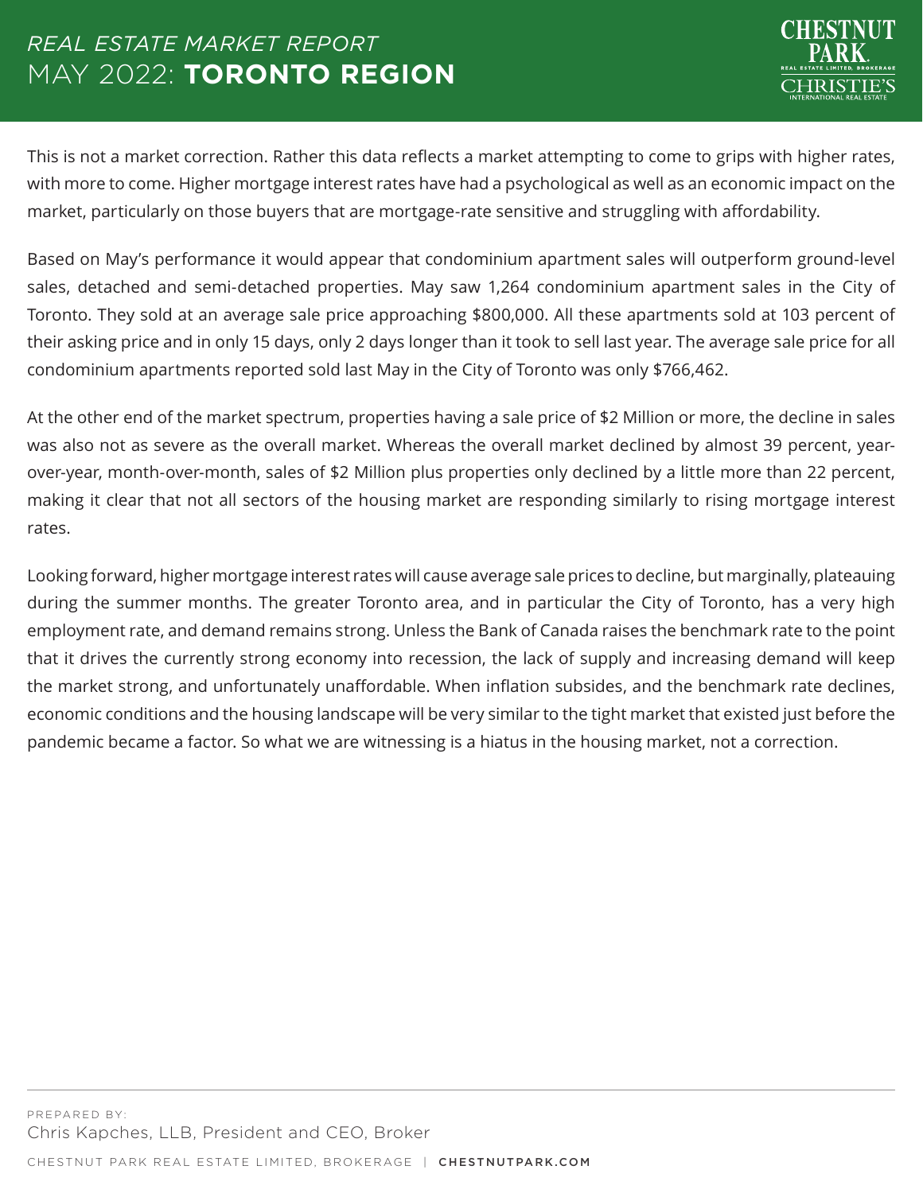This is not a market correction. Rather this data reflects a market attempting to come to grips with higher rates, with more to come. Higher mortgage interest rates have had a psychological as well as an economic impact on the market, particularly on those buyers that are mortgage-rate sensitive and struggling with affordability.

Based on May's performance it would appear that condominium apartment sales will outperform ground-level sales, detached and semi-detached properties. May saw 1,264 condominium apartment sales in the City of Toronto. They sold at an average sale price approaching $800,000. All these apartments sold at 103 percent of their asking price and in only 15 days, only 2 days longer than it took to sell last year. The average sale price for all condominium apartments reported sold last May in the City of Toronto was only $766,462.

At the other end of the market spectrum, properties having a sale price of $2 Million or more, the decline in sales was also not as severe as the overall market. Whereas the overall market declined by almost 39 percent, year-over-year, month-over-month, sales of $2 Million plus properties only declined by a little more than 22 percent, making it clear that not all sectors of the housing market are responding similarly to rising mortgage interest rates.

Looking forward, higher mortgage interest rates will cause average sale prices to decline, but marginally, plateauing during the summer months. The greater Toronto area, and in particular the City of Toronto, has a very high employment rate, and demand remains strong. Unless the Bank of Canada raises the benchmark rate to the point that it drives the currently strong economy into recession, the lack of supply and increasing demand will keep the market strong, and unfortunately unaffordable. When inflation subsides, and the benchmark rate declines, economic conditions and the housing landscape will be very similar to the tight market that existed just before the pandemic became a factor. So what we are witnessing is a hiatus in the housing market, not a correction.

PREPARED BY:
Chris Kapches, LLB, President and CEO, Broker